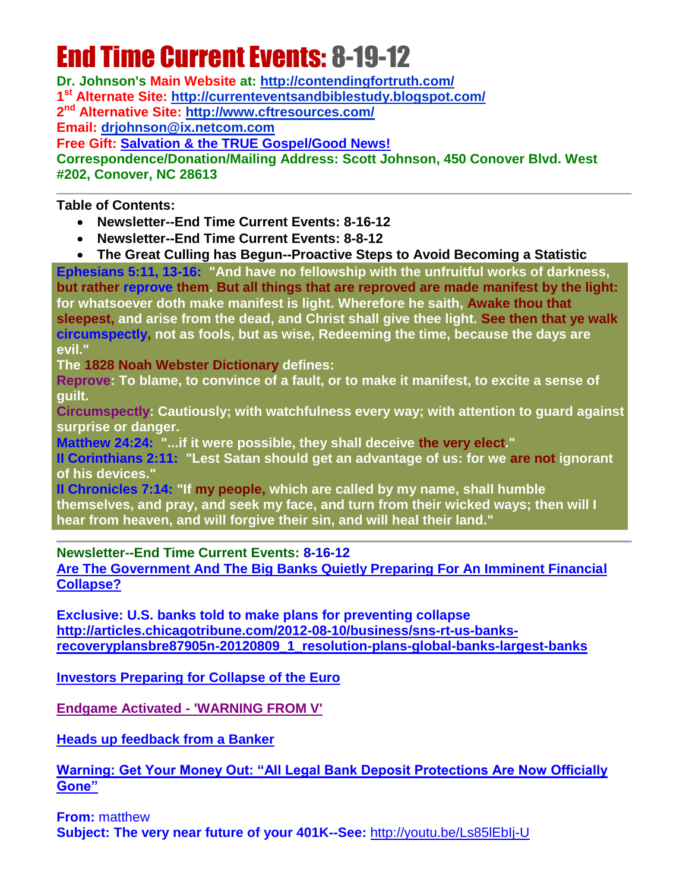# End Time Current Events: 8-19-12

**Dr. Johnson's Main Website at: http://contendingfortruth.com/**
**1st Alternate Site: http://currenteventsandbiblestudy.blogspot.com/**
**2nd Alternative Site: http://www.cftresources.com/**
**Email: drjohnson@ix.netcom.com**
**Free Gift: Salvation & the TRUE Gospel/Good News!**
**Correspondence/Donation/Mailing Address: Scott Johnson, 450 Conover Blvd. West #202, Conover, NC 28613**

---

**Table of Contents:**

- **Newsletter--End Time Current Events: 8-16-12**
- **Newsletter--End Time Current Events: 8-8-12**
- **The Great Culling has Begun--Proactive Steps to Avoid Becoming a Statistic**

**Ephesians 5:11, 13-16: "And have no fellowship with the unfruitful works of darkness, but rather reprove them. But all things that are reproved are made manifest by the light: for whatsoever doth make manifest is light. Wherefore he saith, Awake thou that sleepest, and arise from the dead, and Christ shall give thee light. See then that ye walk circumspectly, not as fools, but as wise, Redeeming the time, because the days are evil."**
**The 1828 Noah Webster Dictionary defines:**
**Reprove: To blame, to convince of a fault, or to make it manifest, to excite a sense of guilt.**
**Circumspectly: Cautiously; with watchfulness every way; with attention to guard against surprise or danger.**
**Matthew 24:24: "...if it were possible, they shall deceive the very elect."**
**II Corinthians 2:11: "Lest Satan should get an advantage of us: for we are not ignorant of his devices."**
**II Chronicles 7:14: "If my people, which are called by my name, shall humble themselves, and pray, and seek my face, and turn from their wicked ways; then will I hear from heaven, and will forgive their sin, and will heal their land."**

---

**Newsletter--End Time Current Events: 8-16-12**

**Are The Government And The Big Banks Quietly Preparing For An Imminent Financial Collapse?**

**Exclusive: U.S. banks told to make plans for preventing collapse**
**http://articles.chicagotribune.com/2012-08-10/business/sns-rt-us-banks-recoveryplansbre87905n-20120809_1_resolution-plans-global-banks-largest-banks**

**Investors Preparing for Collapse of the Euro**

**Endgame Activated - 'WARNING FROM V'**

**Heads up feedback from a Banker**

**Warning: Get Your Money Out: "All Legal Bank Deposit Protections Are Now Officially Gone"**

**From:** matthew
**Subject: The very near future of your 401K--See:** http://youtu.be/Ls85lEbIj-U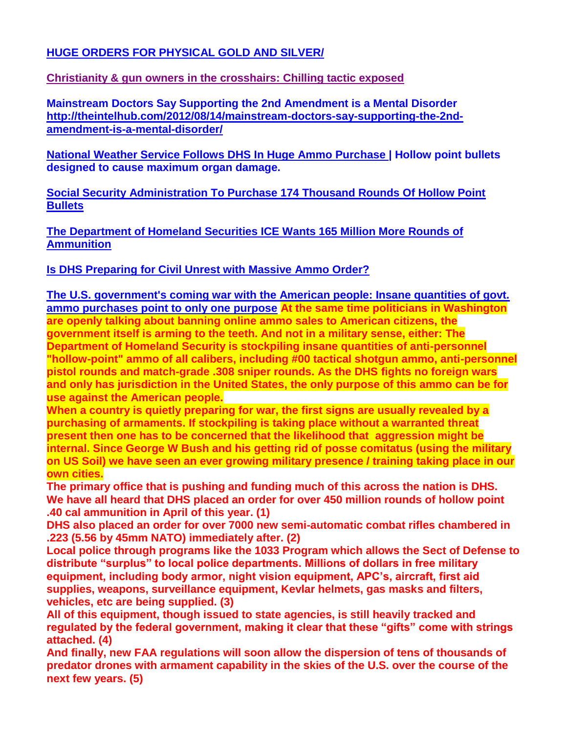**HUGE ORDERS FOR PHYSICAL GOLD AND SILVER/**

**Christianity & gun owners in the crosshairs: Chilling tactic exposed**

**Mainstream Doctors Say Supporting the 2nd Amendment is a Mental Disorder http://theintelhub.com/2012/08/14/mainstream-doctors-say-supporting-the-2nd-amendment-is-a-mental-disorder/**

**National Weather Service Follows DHS In Huge Ammo Purchase | Hollow point bullets designed to cause maximum organ damage.**

**Social Security Administration To Purchase 174 Thousand Rounds Of Hollow Point Bullets**

**The Department of Homeland Securities ICE Wants 165 Million More Rounds of Ammunition**

**Is DHS Preparing for Civil Unrest with Massive Ammo Order?**

**The U.S. government's coming war with the American people: Insane quantities of govt. ammo purchases point to only one purpose At the same time politicians in Washington are openly talking about banning online ammo sales to American citizens, the government itself is arming to the teeth. And not in a military sense, either: The Department of Homeland Security is stockpiling insane quantities of anti-personnel "hollow-point" ammo of all calibers, including #00 tactical shotgun ammo, anti-personnel pistol rounds and match-grade .308 sniper rounds. As the DHS fights no foreign wars and only has jurisdiction in the United States, the only purpose of this ammo can be for use against the American people.**

**When a country is quietly preparing for war, the first signs are usually revealed by a purchasing of armaments. If stockpiling is taking place without a warranted threat present then one has to be concerned that the likelihood that aggression might be internal. Since George W Bush and his getting rid of posse comitatus (using the military on US Soil) we have seen an ever growing military presence / training taking place in our own cities.**

**The primary office that is pushing and funding much of this across the nation is DHS. We have all heard that DHS placed an order for over 450 million rounds of hollow point .40 cal ammunition in April of this year. (1)**

**DHS also placed an order for over 7000 new semi-automatic combat rifles chambered in .223 (5.56 by 45mm NATO) immediately after. (2)**

**Local police through programs like the 1033 Program which allows the Sect of Defense to distribute "surplus" to local police departments. Millions of dollars in free military equipment, including body armor, night vision equipment, APC's, aircraft, first aid supplies, weapons, surveillance equipment, Kevlar helmets, gas masks and filters, vehicles, etc are being supplied. (3)**

**All of this equipment, though issued to state agencies, is still heavily tracked and regulated by the federal government, making it clear that these "gifts" come with strings attached. (4)**

**And finally, new FAA regulations will soon allow the dispersion of tens of thousands of predator drones with armament capability in the skies of the U.S. over the course of the next few years. (5)**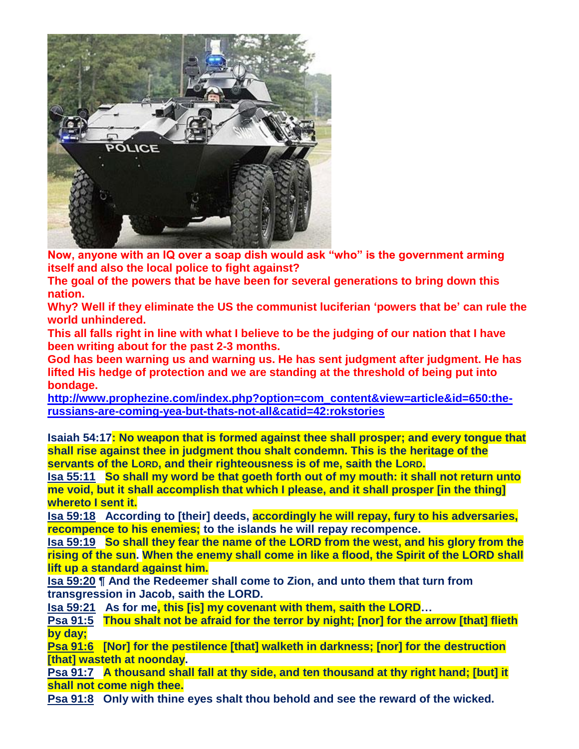**Now, anyone with an IQ over a soap dish would ask "who" is the government arming itself and also the local police to fight against?**

**The goal of the powers that be have been for several generations to bring down this nation.**

**Why? Well if they eliminate the US the communist luciferian 'powers that be' can rule the world unhindered.**

**This all falls right in line with what I believe to be the judging of our nation that I have been writing about for the past 2-3 months.**

**God has been warning us and warning us. He has sent judgment after judgment. He has lifted His hedge of protection and we are standing at the threshold of being put into bondage.**

[http://www.prophezine.com/index.php?option=com_content&view=article&id=650:the-russians-are-coming-yea-but-thats-not-all&catid=42:rokstories](http://www.prophezine.com/index.php?option=com_content&view=article&id=650:the-russians-are-coming-yea-but-thats-not-all&catid=42:rokstories)

**Isaiah 54:17: No weapon that is formed against thee shall prosper; and every tongue that shall rise against thee in judgment thou shalt condemn. This is the heritage of the servants of the LORD, and their righteousness is of me, saith the LORD.**

**Isa 55:11 So shall my word be that goeth forth out of my mouth: it shall not return unto me void, but it shall accomplish that which I please, and it shall prosper [in the thing] whereto I sent it.**

**Isa 59:18 According to [their] deeds, accordingly he will repay, fury to his adversaries, recompence to his enemies; to the islands he will repay recompence.**

**Isa 59:19 So shall they fear the name of the LORD from the west, and his glory from the rising of the sun. When the enemy shall come in like a flood, the Spirit of the LORD shall lift up a standard against him.**

**Isa 59:20 ¶ And the Redeemer shall come to Zion, and unto them that turn from transgression in Jacob, saith the LORD.**

**Isa 59:21 As for me, this [is] my covenant with them, saith the LORD…**

**Psa 91:5 Thou shalt not be afraid for the terror by night; [nor] for the arrow [that] flieth by day;**

**Psa 91:6 [Nor] for the pestilence [that] walketh in darkness; [nor] for the destruction [that] wasteth at noonday.**

**Psa 91:7 A thousand shall fall at thy side, and ten thousand at thy right hand; [but] it shall not come nigh thee.**

**Psa 91:8 Only with thine eyes shalt thou behold and see the reward of the wicked.**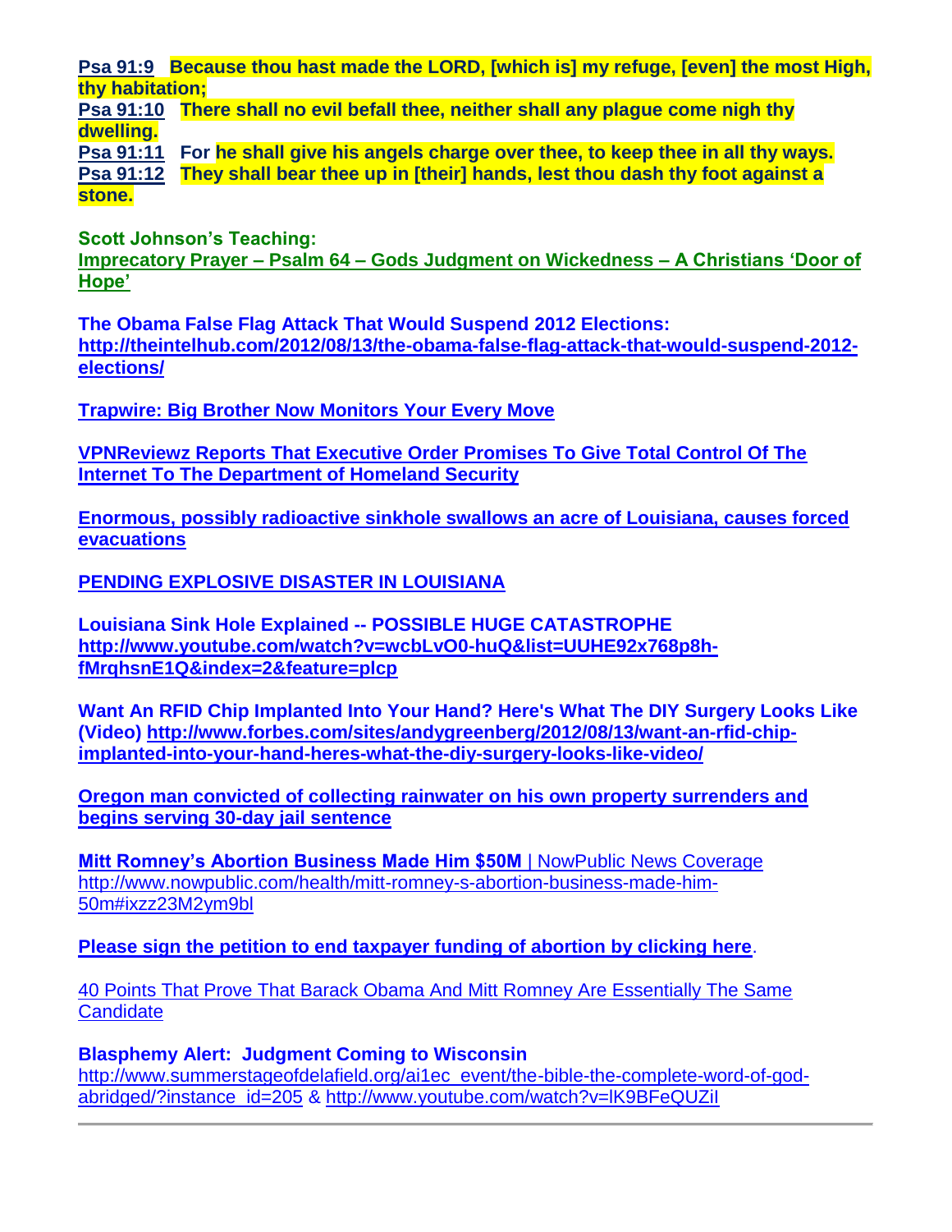**Psa 91:9** **Because thou hast made the LORD, [which is] my refuge, [even] the most High, thy habitation;**
**Psa 91:10** **There shall no evil befall thee, neither shall any plague come nigh thy dwelling.**
**Psa 91:11** **For he shall give his angels charge over thee, to keep thee in all thy ways.**
**Psa 91:12** **They shall bear thee up in [their] hands, lest thou dash thy foot against a stone.**

**Scott Johnson's Teaching:**
**Imprecatory Prayer – Psalm 64 – Gods Judgment on Wickedness – A Christians 'Door of Hope'**

**The Obama False Flag Attack That Would Suspend 2012 Elections:**
**http://theintelhub.com/2012/08/13/the-obama-false-flag-attack-that-would-suspend-2012-elections/**

**Trapwire: Big Brother Now Monitors Your Every Move**

**VPNReviewz Reports That Executive Order Promises To Give Total Control Of The Internet To The Department of Homeland Security**

**Enormous, possibly radioactive sinkhole swallows an acre of Louisiana, causes forced evacuations**

**PENDING EXPLOSIVE DISASTER IN LOUISIANA**

**Louisiana Sink Hole Explained -- POSSIBLE HUGE CATASTROPHE**
**http://www.youtube.com/watch?v=wcbLvO0-huQ&list=UUHE92x768p8h-fMrqhsnE1Q&index=2&feature=plcp**

**Want An RFID Chip Implanted Into Your Hand? Here's What The DIY Surgery Looks Like (Video) http://www.forbes.com/sites/andygreenberg/2012/08/13/want-an-rfid-chip-implanted-into-your-hand-heres-what-the-diy-surgery-looks-like-video/**

**Oregon man convicted of collecting rainwater on his own property surrenders and begins serving 30-day jail sentence**

**Mitt Romney's Abortion Business Made Him $50M** | NowPublic News Coverage
http://www.nowpublic.com/health/mitt-romney-s-abortion-business-made-him-50m#ixzz23M2ym9bl

**Please sign the petition to end taxpayer funding of abortion by clicking here**.

40 Points That Prove That Barack Obama And Mitt Romney Are Essentially The Same Candidate

**Blasphemy Alert: Judgment Coming to Wisconsin**
http://www.summerstageofdelafield.org/ai1ec_event/the-bible-the-complete-word-of-god-abridged/?instance_id=205 & http://www.youtube.com/watch?v=lK9BFeQUZiI

---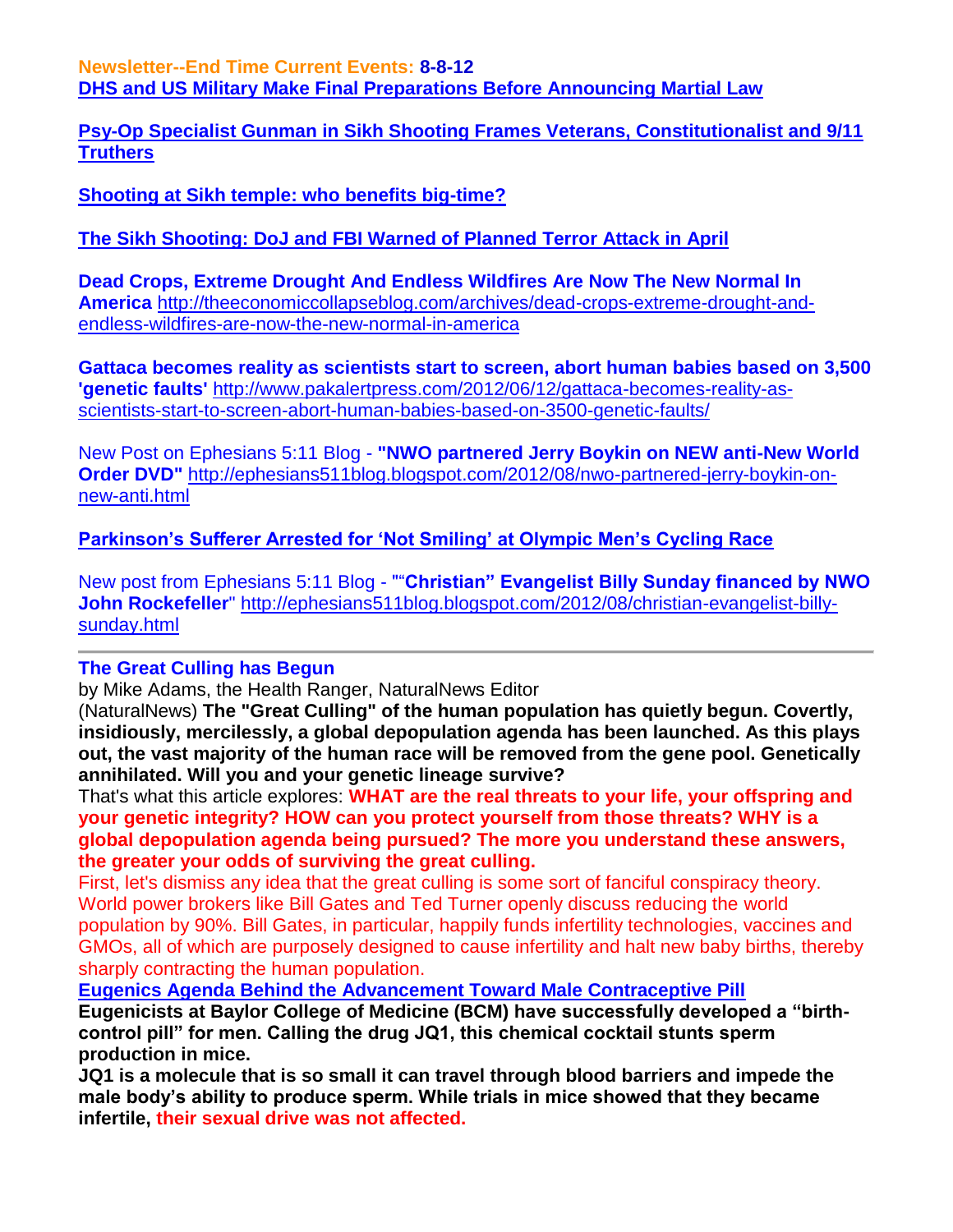**Newsletter--End Time Current Events: 8-8-12**

**DHS and US Military Make Final Preparations Before Announcing Martial Law**

**Psy-Op Specialist Gunman in Sikh Shooting Frames Veterans, Constitutionalist and 9/11 Truthers**

**Shooting at Sikh temple: who benefits big-time?**

**The Sikh Shooting: DoJ and FBI Warned of Planned Terror Attack in April**

**Dead Crops, Extreme Drought And Endless Wildfires Are Now The New Normal In America** http://theeconomiccollapseblog.com/archives/dead-crops-extreme-drought-and-endless-wildfires-are-now-the-new-normal-in-america

**Gattaca becomes reality as scientists start to screen, abort human babies based on 3,500 'genetic faults'** http://www.pakalertpress.com/2012/06/12/gattaca-becomes-reality-as-scientists-start-to-screen-abort-human-babies-based-on-3500-genetic-faults/

New Post on Ephesians 5:11 Blog - **"NWO partnered Jerry Boykin on NEW anti-New World Order DVD"** http://ephesians511blog.blogspot.com/2012/08/nwo-partnered-jerry-boykin-on-new-anti.html

**Parkinson's Sufferer Arrested for 'Not Smiling' at Olympic Men's Cycling Race**

New post from Ephesians 5:11 Blog - "**"Christian" Evangelist Billy Sunday financed by NWO John Rockefeller**" http://ephesians511blog.blogspot.com/2012/08/christian-evangelist-billy-sunday.html

---

**The Great Culling has Begun**

by Mike Adams, the Health Ranger, NaturalNews Editor

(NaturalNews) **The "Great Culling" of the human population has quietly begun. Covertly, insidiously, mercilessly, a global depopulation agenda has been launched. As this plays out, the vast majority of the human race will be removed from the gene pool. Genetically annihilated. Will you and your genetic lineage survive?**

That's what this article explores: **WHAT are the real threats to your life, your offspring and your genetic integrity? HOW can you protect yourself from those threats? WHY is a global depopulation agenda being pursued? The more you understand these answers, the greater your odds of surviving the great culling.**

First, let's dismiss any idea that the great culling is some sort of fanciful conspiracy theory. World power brokers like Bill Gates and Ted Turner openly discuss reducing the world population by 90%. Bill Gates, in particular, happily funds infertility technologies, vaccines and GMOs, all of which are purposely designed to cause infertility and halt new baby births, thereby sharply contracting the human population.

**Eugenics Agenda Behind the Advancement Toward Male Contraceptive Pill**

**Eugenicists at Baylor College of Medicine (BCM) have successfully developed a "birth-control pill" for men. Calling the drug JQ1, this chemical cocktail stunts sperm production in mice.**

**JQ1 is a molecule that is so small it can travel through blood barriers and impede the male body's ability to produce sperm. While trials in mice showed that they became infertile, their sexual drive was not affected.**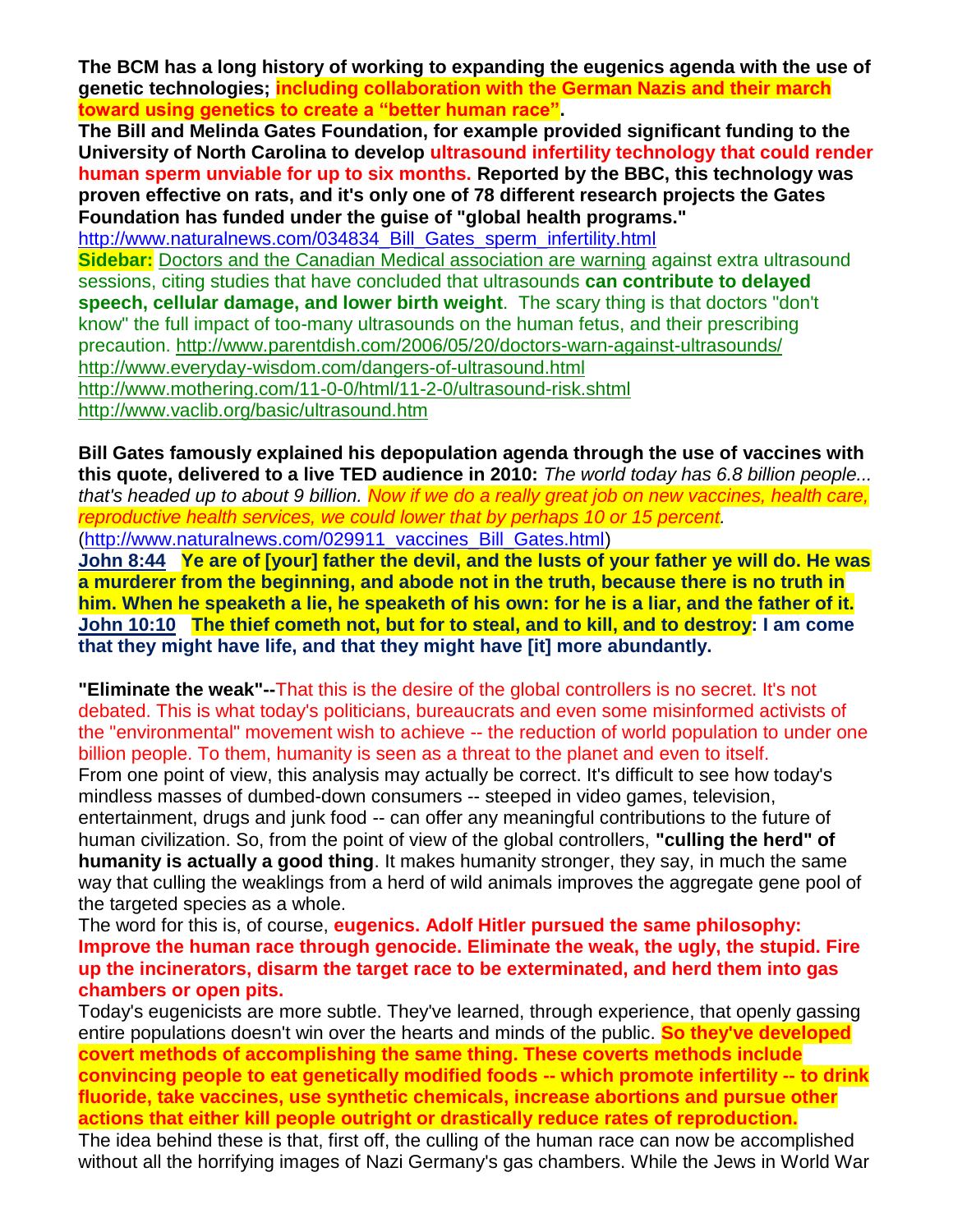**The BCM has a long history of working to expanding the eugenics agenda with the use of genetic technologies; including collaboration with the German Nazis and their march toward using genetics to create a "better human race".**

**The Bill and Melinda Gates Foundation, for example provided significant funding to the University of North Carolina to develop ultrasound infertility technology that could render human sperm unviable for up to six months. Reported by the BBC, this technology was proven effective on rats, and it's only one of 78 different research projects the Gates Foundation has funded under the guise of "global health programs."**

http://www.naturalnews.com/034834_Bill_Gates_sperm_infertility.html

**Sidebar:** Doctors and the Canadian Medical association are warning against extra ultrasound sessions, citing studies that have concluded that ultrasounds **can contribute to delayed speech, cellular damage, and lower birth weight**. The scary thing is that doctors "don't know" the full impact of too-many ultrasounds on the human fetus, and their prescribing precaution. http://www.parentdish.com/2006/05/20/doctors-warn-against-ultrasounds/
http://www.everyday-wisdom.com/dangers-of-ultrasound.html
http://www.mothering.com/11-0-0/html/11-2-0/ultrasound-risk.shtml
http://www.vaclib.org/basic/ultrasound.htm

**Bill Gates famously explained his depopulation agenda through the use of vaccines with this quote, delivered to a live TED audience in 2010:** *The world today has 6.8 billion people... that's headed up to about 9 billion. Now if we do a really great job on new vaccines, health care, reproductive health services, we could lower that by perhaps 10 or 15 percent.*
(http://www.naturalnews.com/029911_vaccines_Bill_Gates.html)

**John 8:44 Ye are of [your] father the devil, and the lusts of your father ye will do. He was a murderer from the beginning, and abode not in the truth, because there is no truth in him. When he speaketh a lie, he speaketh of his own: for he is a liar, and the father of it.**
**John 10:10 The thief cometh not, but for to steal, and to kill, and to destroy: I am come that they might have life, and that they might have [it] more abundantly.**

**"Eliminate the weak"--**That this is the desire of the global controllers is no secret. It's not debated. This is what today's politicians, bureaucrats and even some misinformed activists of the "environmental" movement wish to achieve -- the reduction of world population to under one billion people. To them, humanity is seen as a threat to the planet and even to itself.

From one point of view, this analysis may actually be correct. It's difficult to see how today's mindless masses of dumbed-down consumers -- steeped in video games, television, entertainment, drugs and junk food -- can offer any meaningful contributions to the future of human civilization. So, from the point of view of the global controllers, **"culling the herd" of humanity is actually a good thing**. It makes humanity stronger, they say, in much the same way that culling the weaklings from a herd of wild animals improves the aggregate gene pool of the targeted species as a whole.

The word for this is, of course, **eugenics. Adolf Hitler pursued the same philosophy: Improve the human race through genocide. Eliminate the weak, the ugly, the stupid. Fire up the incinerators, disarm the target race to be exterminated, and herd them into gas chambers or open pits.**

Today's eugenicists are more subtle. They've learned, through experience, that openly gassing entire populations doesn't win over the hearts and minds of the public. **So they've developed covert methods of accomplishing the same thing. These coverts methods include convincing people to eat genetically modified foods -- which promote infertility -- to drink fluoride, take vaccines, use synthetic chemicals, increase abortions and pursue other actions that either kill people outright or drastically reduce rates of reproduction.**

The idea behind these is that, first off, the culling of the human race can now be accomplished without all the horrifying images of Nazi Germany's gas chambers. While the Jews in World War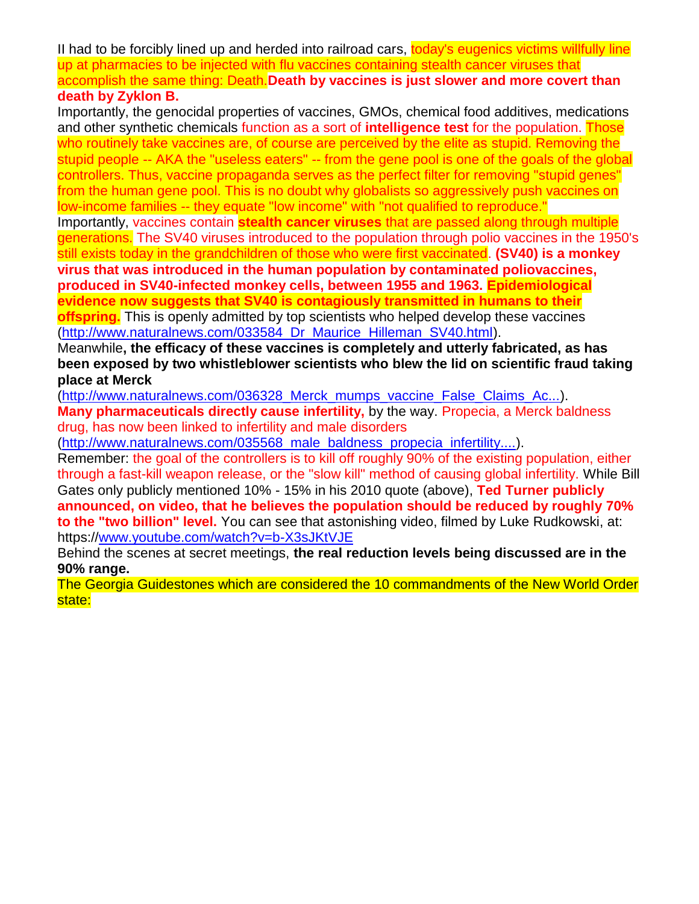II had to be forcibly lined up and herded into railroad cars, today's eugenics victims willfully line up at pharmacies to be injected with flu vaccines containing stealth cancer viruses that accomplish the same thing: Death.**Death by vaccines is just slower and more covert than death by Zyklon B.**

Importantly, the genocidal properties of vaccines, GMOs, chemical food additives, medications and other synthetic chemicals function as a sort of **intelligence test** for the population. Those who routinely take vaccines are, of course are perceived by the elite as stupid. Removing the stupid people -- AKA the "useless eaters" -- from the gene pool is one of the goals of the global controllers. Thus, vaccine propaganda serves as the perfect filter for removing "stupid genes" from the human gene pool. This is no doubt why globalists so aggressively push vaccines on low-income families -- they equate "low income" with "not qualified to reproduce."

Importantly, vaccines contain **stealth cancer viruses** that are passed along through multiple generations. The SV40 viruses introduced to the population through polio vaccines in the 1950's still exists today in the grandchildren of those who were first vaccinated. **(SV40) is a monkey virus that was introduced in the human population by contaminated poliovaccines, produced in SV40-infected monkey cells, between 1955 and 1963. Epidemiological evidence now suggests that SV40 is contagiously transmitted in humans to their offspring.** This is openly admitted by top scientists who helped develop these vaccines (http://www.naturalnews.com/033584_Dr_Maurice_Hilleman_SV40.html).

Meanwhile**, the efficacy of these vaccines is completely and utterly fabricated, as has been exposed by two whistleblower scientists who blew the lid on scientific fraud taking place at Merck** (http://www.naturalnews.com/036328_Merck_mumps_vaccine_False_Claims_Ac...).

**Many pharmaceuticals directly cause infertility,** by the way. Propecia, a Merck baldness drug, has now been linked to infertility and male disorders (http://www.naturalnews.com/035568_male_baldness_propecia_infertility....).

Remember: the goal of the controllers is to kill off roughly 90% of the existing population, either through a fast-kill weapon release, or the "slow kill" method of causing global infertility. While Bill Gates only publicly mentioned 10% - 15% in his 2010 quote (above), **Ted Turner publicly announced, on video, that he believes the population should be reduced by roughly 70% to the "two billion" level.** You can see that astonishing video, filmed by Luke Rudkowski, at: https://www.youtube.com/watch?v=b-X3sJKtVJE

Behind the scenes at secret meetings, **the real reduction levels being discussed are in the 90% range.**

The Georgia Guidestones which are considered the 10 commandments of the New World Order state: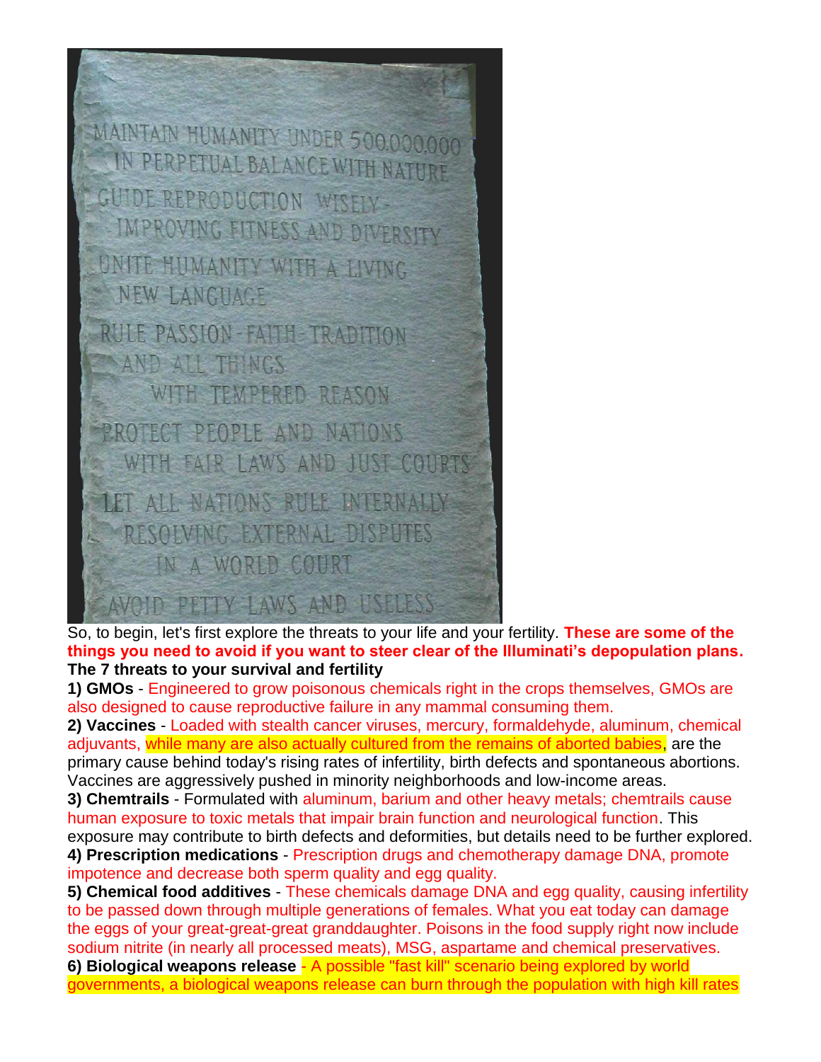MAINTAIN HUMANITY UNDER 500,000,000 IN PERPETUAL BALANCE WITH NATURE

GUIDE REPRODUCTION WISELY - IMPROVING FITNESS AND DIVERSITY

UNITE HUMANITY WITH A LIVING NEW LANGUAGE

RULE PASSION - FAITH - TRADITION AND ALL THINGS WITH TEMPERED REASON

PROTECT PEOPLE AND NATIONS WITH FAIR LAWS AND JUST COURTS

LET ALL NATIONS RULE INTERNALLY RESOLVING EXTERNAL DISPUTES IN A WORLD COURT

AVOID PETTY LAWS AND USELESS

So, to begin, let's first explore the threats to your life and your fertility. **These are some of the things you need to avoid if you want to steer clear of the Illuminati's depopulation plans.**

**The 7 threats to your survival and fertility**

**1) GMOs** - Engineered to grow poisonous chemicals right in the crops themselves, GMOs are also designed to cause reproductive failure in any mammal consuming them.

**2) Vaccines** - Loaded with stealth cancer viruses, mercury, formaldehyde, aluminum, chemical adjuvants, while many are also actually cultured from the remains of aborted babies, are the primary cause behind today's rising rates of infertility, birth defects and spontaneous abortions. Vaccines are aggressively pushed in minority neighborhoods and low-income areas.

**3) Chemtrails** - Formulated with aluminum, barium and other heavy metals; chemtrails cause human exposure to toxic metals that impair brain function and neurological function. This exposure may contribute to birth defects and deformities, but details need to be further explored.

**4) Prescription medications** - Prescription drugs and chemotherapy damage DNA, promote impotence and decrease both sperm quality and egg quality.

**5) Chemical food additives** - These chemicals damage DNA and egg quality, causing infertility to be passed down through multiple generations of females. What you eat today can damage the eggs of your great-great-great granddaughter. Poisons in the food supply right now include sodium nitrite (in nearly all processed meats), MSG, aspartame and chemical preservatives.

**6) Biological weapons release** - A possible "fast kill" scenario being explored by world governments, a biological weapons release can burn through the population with high kill rates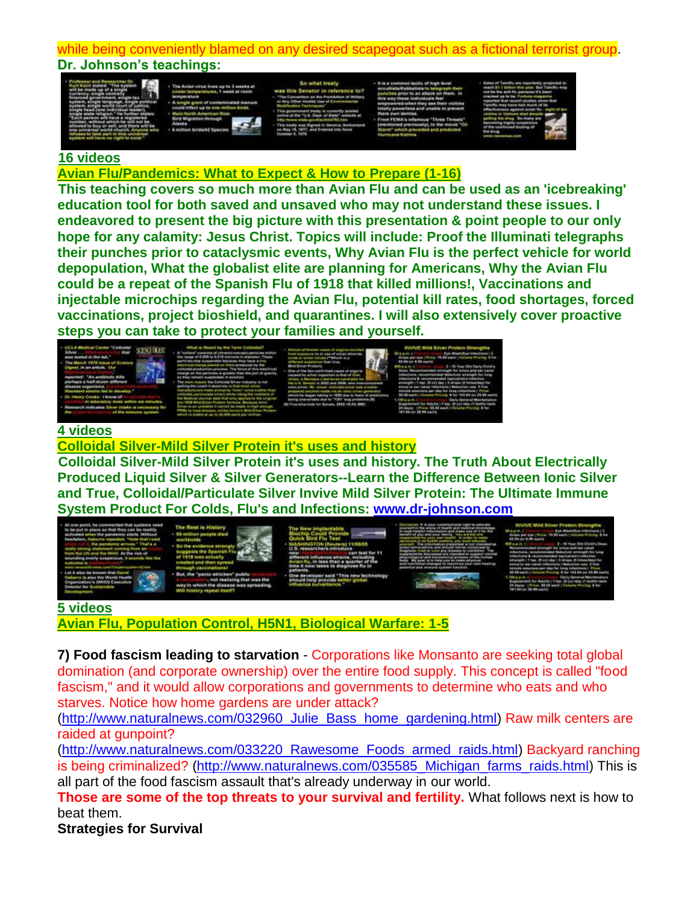while being conveniently blamed on any desired scapegoat such as a fictional terrorist group.

**Dr. Johnson's teachings:**

**16 videos**

**Avian Flu/Pandemics: What to Expect & How to Prepare (1-16)**

**This teaching covers so much more than Avian Flu and can be used as an 'icebreaking' education tool for both saved and unsaved who may not understand these issues. I endeavored to present the big picture with this presentation & point people to our only hope for any calamity: Jesus Christ. Topics will include: Proof the Illuminati telegraphs their punches prior to cataclysmic events, Why Avian Flu is the perfect vehicle for world depopulation, What the globalist elite are planning for Americans, Why the Avian Flu could be a repeat of the Spanish Flu of 1918 that killed millions!, Vaccinations and injectable microchips regarding the Avian Flu, potential kill rates, food shortages, forced vaccinations, project bioshield, and quarantines. I will also extensively cover proactive steps you can take to protect your families and yourself.**

**4 videos**

**Colloidal Silver-Mild Silver Protein it's uses and history**

**Colloidal Silver-Mild Silver Protein it's uses and history. The Truth About Electrically Produced Liquid Silver & Silver Generators--Learn the Difference Between Ionic Silver and True, Colloidal/Particulate Silver Invive Mild Silver Protein: The Ultimate Immune System Product For Colds, Flu's and Infections: www.dr-johnson.com**

**5 videos**

**Avian Flu, Population Control, H5N1, Biological Warfare: 1-5**

**7) Food fascism leading to starvation** - Corporations like Monsanto are seeking total global domination (and corporate ownership) over the entire food supply. This concept is called "food fascism," and it would allow corporations and governments to determine who eats and who starves. Notice how home gardens are under attack? (http://www.naturalnews.com/032960_Julie_Bass_home_gardening.html) Raw milk centers are raided at gunpoint? (http://www.naturalnews.com/033220_Rawesome_Foods_armed_raids.html) Backyard ranching is being criminalized? (http://www.naturalnews.com/035585_Michigan_farms_raids.html) This is all part of the food fascism assault that's already underway in our world.

**Those are some of the top threats to your survival and fertility.** What follows next is how to beat them.

**Strategies for Survival**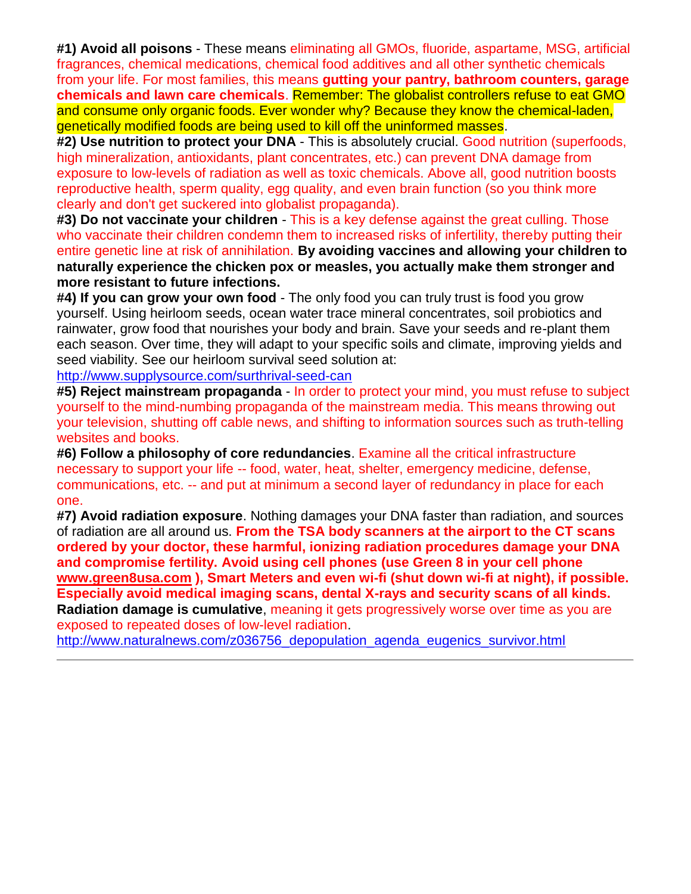**#1) Avoid all poisons** - These means eliminating all GMOs, fluoride, aspartame, MSG, artificial fragrances, chemical medications, chemical food additives and all other synthetic chemicals from your life. For most families, this means **gutting your pantry, bathroom counters, garage chemicals and lawn care chemicals**. Remember: The globalist controllers refuse to eat GMO and consume only organic foods. Ever wonder why? Because they know the chemical-laden, genetically modified foods are being used to kill off the uninformed masses.

**#2) Use nutrition to protect your DNA** - This is absolutely crucial. Good nutrition (superfoods, high mineralization, antioxidants, plant concentrates, etc.) can prevent DNA damage from exposure to low-levels of radiation as well as toxic chemicals. Above all, good nutrition boosts reproductive health, sperm quality, egg quality, and even brain function (so you think more clearly and don't get suckered into globalist propaganda).

**#3) Do not vaccinate your children** - This is a key defense against the great culling. Those who vaccinate their children condemn them to increased risks of infertility, thereby putting their entire genetic line at risk of annihilation. **By avoiding vaccines and allowing your children to naturally experience the chicken pox or measles, you actually make them stronger and more resistant to future infections.**

**#4) If you can grow your own food** - The only food you can truly trust is food you grow yourself. Using heirloom seeds, ocean water trace mineral concentrates, soil probiotics and rainwater, grow food that nourishes your body and brain. Save your seeds and re-plant them each season. Over time, they will adapt to your specific soils and climate, improving yields and seed viability. See our heirloom survival seed solution at:
http://www.supplysource.com/surthrival-seed-can

**#5) Reject mainstream propaganda** - In order to protect your mind, you must refuse to subject yourself to the mind-numbing propaganda of the mainstream media. This means throwing out your television, shutting off cable news, and shifting to information sources such as truth-telling websites and books.

**#6) Follow a philosophy of core redundancies**. Examine all the critical infrastructure necessary to support your life -- food, water, heat, shelter, emergency medicine, defense, communications, etc. -- and put at minimum a second layer of redundancy in place for each one.

**#7) Avoid radiation exposure**. Nothing damages your DNA faster than radiation, and sources of radiation are all around us. **From the TSA body scanners at the airport to the CT scans ordered by your doctor, these harmful, ionizing radiation procedures damage your DNA and compromise fertility. Avoid using cell phones (use Green 8 in your cell phone www.green8usa.com ), Smart Meters and even wi-fi (shut down wi-fi at night), if possible. Especially avoid medical imaging scans, dental X-rays and security scans of all kinds.** **Radiation damage is cumulative**, meaning it gets progressively worse over time as you are exposed to repeated doses of low-level radiation.
http://www.naturalnews.com/z036756_depopulation_agenda_eugenics_survivor.html